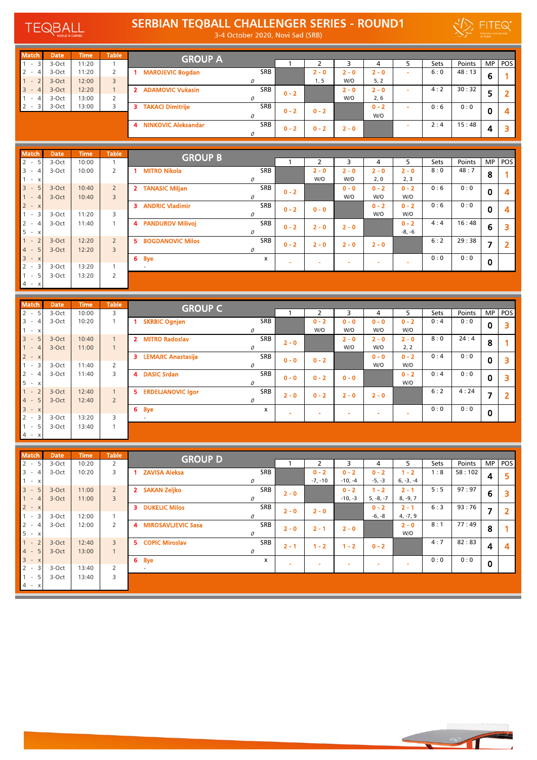# SERBIAN TEQBALL CHALLENGER SERIES - ROUND1

3-4 October 2020, Novi Sad (SRB)

## GROUP A

| Match | Date | Time | Table |
|---|---|---|---|
| 1 - 3 | 3-Oct | 11:20 | 1 |
| 2 - 4 | 3-Oct | 11:20 | 2 |
| 1 - 2 | 3-Oct | 12:00 | 3 |
| 3 - 4 | 3-Oct | 12:20 | 1 |
| 1 - 4 | 3-Oct | 13:00 | 2 |
| 2 - 3 | 3-Oct | 13:00 | 3 |

| # | Player | Country | 1 | 2 | 3 | 4 | 5 | Sets | Points | MP | POS |
|---|---|---|---|---|---|---|---|---|---|---|---|
| 1 | MAROJEVIC Bogdan | SRB |  | 2 - 0 (1, 5) | 2 - 0 (W/O) | 2 - 0 (5, 2) | - | 6 : 0 | 48 : 13 | 6 | 1 |
| 2 | ADAMOVIC Vukasin | SRB | 0 - 2 |  | 2 - 0 (W/O) | 2 - 0 (2, 6) | - | 4 : 2 | 30 : 32 | 5 | 2 |
| 3 | TAKACI Dimitrije | SRB | 0 - 2 | 0 - 2 |  | 0 - 2 (W/O) | - | 0 : 6 | 0 : 0 | 0 | 4 |
| 4 | NINKOVIC Aleksandar | SRB | 0 - 2 | 0 - 2 | 2 - 0 |  | - | 2 : 4 | 15 : 48 | 4 | 3 |

## GROUP B

| Match | Date | Time | Table |
|---|---|---|---|
| 2 - 5 | 3-Oct | 10:00 | 1 |
| 3 - 4 | 3-Oct | 10:00 | 2 |
| 1 - x |  |  |  |
| 3 - 5 | 3-Oct | 10:40 | 2 |
| 1 - 4 | 3-Oct | 10:40 | 3 |
| 2 - x |  |  |  |
| 1 - 3 | 3-Oct | 11:20 | 3 |
| 2 - 4 | 3-Oct | 11:40 | 1 |
| 5 - x |  |  |  |
| 1 - 2 | 3-Oct | 12:20 | 2 |
| 4 - 5 | 3-Oct | 12:20 | 3 |
| 3 - x |  |  |  |
| 2 - 3 | 3-Oct | 13:20 | 1 |
| 1 - 5 | 3-Oct | 13:20 | 2 |
| 4 - x |  |  |  |

| # | Player | Country | 1 | 2 | 3 | 4 | 5 | Sets | Points | MP | POS |
|---|---|---|---|---|---|---|---|---|---|---|---|
| 1 | MITRO Nikola | SRB |  | 2 - 0 (W/O) | 2 - 0 (W/O) | 2 - 0 (2, 0) | 2 - 0 (2, 3) | 8 : 0 | 48 : 7 | 8 | 1 |
| 2 | TANASIC Miljan | SRB | 0 - 2 |  | 0 - 0 (W/O) | 0 - 2 (W/O) | 0 - 2 (W/O) | 0 : 6 | 0 : 0 | 0 | 4 |
| 3 | ANDRIC Vladimir | SRB | 0 - 2 | 0 - 0 |  | 0 - 2 (W/O) | 0 - 2 (W/O) | 0 : 6 | 0 : 0 | 0 | 4 |
| 4 | PANDUROV Milivoj | SRB | 0 - 2 | 2 - 0 | 2 - 0 |  | 0 - 2 (-8, -6) | 4 : 4 | 16 : 48 | 6 | 3 |
| 5 | BOGDANOVIC Milos | SRB | 0 - 2 | 2 - 0 | 2 - 0 | 2 - 0 |  | 6 : 2 | 29 : 38 | 7 | 2 |
| 6 | Bye | x | - | - | - | - | - | 0 : 0 | 0 : 0 | 0 |  |

## GROUP C

| Match | Date | Time | Table |
|---|---|---|---|
| 2 - 5 | 3-Oct | 10:00 | 3 |
| 3 - 4 | 3-Oct | 10:20 | 1 |
| 1 - x |  |  |  |
| 3 - 5 | 3-Oct | 10:40 | 1 |
| 1 - 4 | 3-Oct | 11:00 | 1 |
| 2 - x |  |  |  |
| 1 - 3 | 3-Oct | 11:40 | 2 |
| 2 - 4 | 3-Oct | 11:40 | 3 |
| 5 - x |  |  |  |
| 1 - 2 | 3-Oct | 12:40 | 1 |
| 4 - 5 | 3-Oct | 12:40 | 2 |
| 3 - x |  |  |  |
| 2 - 3 | 3-Oct | 13:20 | 3 |
| 1 - 5 | 3-Oct | 13:40 | 1 |
| 4 - x |  |  |  |

| # | Player | Country | 1 | 2 | 3 | 4 | 5 | Sets | Points | MP | POS |
|---|---|---|---|---|---|---|---|---|---|---|---|
| 1 | SKRBIC Ognjen | SRB |  | 0 - 2 (W/O) | 0 - 0 (W/O) | 0 - 0 (W/O) | 0 - 2 (W/O) | 0 : 4 | 0 : 0 | 0 | 3 |
| 2 | MITRO Radoslav | SRB | 2 - 0 |  | 2 - 0 (W/O) | 2 - 0 (W/O) | 2 - 0 (2, 2) | 8 : 0 | 24 : 4 | 8 | 1 |
| 3 | LEMAJIC Anastasija | SRB | 0 - 0 | 0 - 2 |  | 0 - 0 (W/O) | 0 - 2 (W/O) | 0 : 4 | 0 : 0 | 0 | 3 |
| 4 | DASIC Srdan | SRB | 0 - 0 | 0 - 2 | 0 - 0 |  | 0 - 2 (W/O) | 0 : 4 | 0 : 0 | 0 | 3 |
| 5 | ERDELJANOVIC Igor | SRB | 2 - 0 | 0 - 2 | 2 - 0 | 2 - 0 |  | 6 : 2 | 4 : 24 | 7 | 2 |
| 6 | Bye | x | - | - | - | - | - | 0 : 0 | 0 : 0 | 0 |  |

## GROUP D

| Match | Date | Time | Table |
|---|---|---|---|
| 2 - 5 | 3-Oct | 10:20 | 2 |
| 3 - 4 | 3-Oct | 10:20 | 3 |
| 1 - x |  |  |  |
| 3 - 5 | 3-Oct | 11:00 | 2 |
| 1 - 4 | 3-Oct | 11:00 | 3 |
| 2 - x |  |  |  |
| 1 - 3 | 3-Oct | 12:00 | 1 |
| 2 - 4 | 3-Oct | 12:00 | 2 |
| 5 - x |  |  |  |
| 1 - 2 | 3-Oct | 12:40 | 3 |
| 4 - 5 | 3-Oct | 13:00 | 1 |
| 3 - x |  |  |  |
| 2 - 3 | 3-Oct | 13:40 | 2 |
| 1 - 5 | 3-Oct | 13:40 | 3 |
| 4 - x |  |  |  |

| # | Player | Country | 1 | 2 | 3 | 4 | 5 | Sets | Points | MP | POS |
|---|---|---|---|---|---|---|---|---|---|---|---|
| 1 | ZAVISA Aleksa | SRB |  | 0 - 2 (-7, -10) | 0 - 2 (-10, -4) | 0 - 2 (-5, -3) | 1 - 2 (6, -3, -4) | 1 : 8 | 58 : 102 | 4 | 5 |
| 2 | SAKAN Zeljko | SRB | 2 - 0 |  | 0 - 2 (-10, -3) | 1 - 2 (5, -8, -7) | 2 - 1 (8, -9, 7) | 5 : 5 | 97 : 97 | 6 | 3 |
| 3 | DUKELIC Milos | SRB | 2 - 0 | 2 - 0 |  | 0 - 2 (-6, -8) | 2 - 1 (4, -7, 9) | 6 : 3 | 93 : 76 | 7 | 2 |
| 4 | MIROSAVLJEVIC Sasa | SRB | 2 - 0 | 2 - 1 | 2 - 0 |  | 2 - 0 (W/O) | 8 : 1 | 77 : 49 | 8 | 1 |
| 5 | COPIC Miroslav | SRB | 2 - 1 | 1 - 2 | 1 - 2 | 0 - 2 |  | 4 : 7 | 82 : 83 | 4 | 4 |
| 6 | Bye | x | - | - | - | - | - | 0 : 0 | 0 : 0 | 0 |  |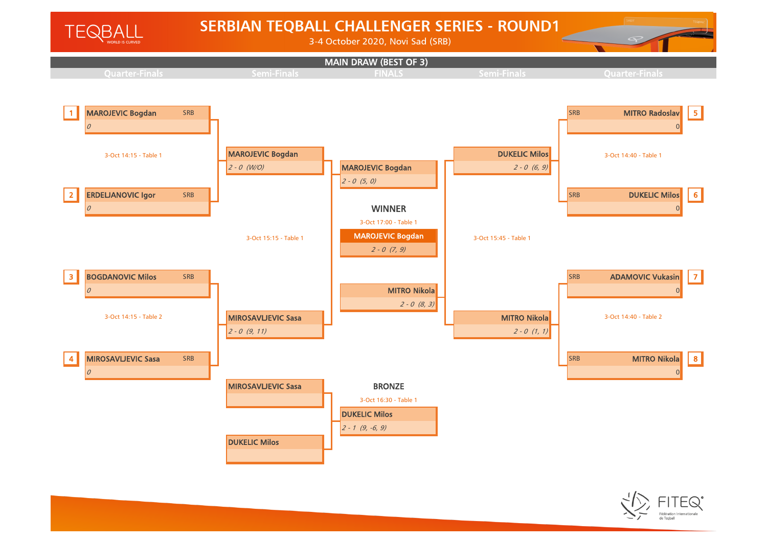# SERBIAN TEQBALL CHALLENGER SERIES - ROUND1

3-4 October 2020, Novi Sad (SRB)

## MAIN DRAW (BEST OF 3)

### Quarter-Finals (left)

1 MAROJEVIC Bogdan SRB — 0

3-Oct 14:15 - Table 1

2 ERDELJANOVIC Igor SRB — 0

3 BOGDANOVIC Milos SRB — 0

3-Oct 14:15 - Table 2

4 MIROSAVLJEVIC Sasa SRB — 0

### Semi-Finals (left)

MAROJEVIC Bogdan — 2 - 0 (W/O)

3-Oct 15:15 - Table 1

MIROSAVLJEVIC Sasa — 2 - 0 (9, 11)

### FINALS

MAROJEVIC Bogdan — 2 - 0 (5, 0)

**WINNER**

3-Oct 17:00 - Table 1

MAROJEVIC Bogdan — 2 - 0 (7, 9)

MITRO Nikola — 2 - 0 (8, 3)

**BRONZE**

3-Oct 16:30 - Table 1

MIROSAVLJEVIC Sasa

DUKELIC Milos

DUKELIC Milos — 2 - 1 (9, -6, 9)

### Semi-Finals (right)

DUKELIC Milos — 2 - 0 (6, 9)

3-Oct 15:45 - Table 1

MITRO Nikola — 2 - 0 (1, 1)

### Quarter-Finals (right)

5 SRB MITRO Radoslav — 0

3-Oct 14:40 - Table 1

6 SRB DUKELIC Milos — 0

7 SRB ADAMOVIC Vukasin — 0

3-Oct 14:40 - Table 2

8 SRB MITRO Nikola — 0